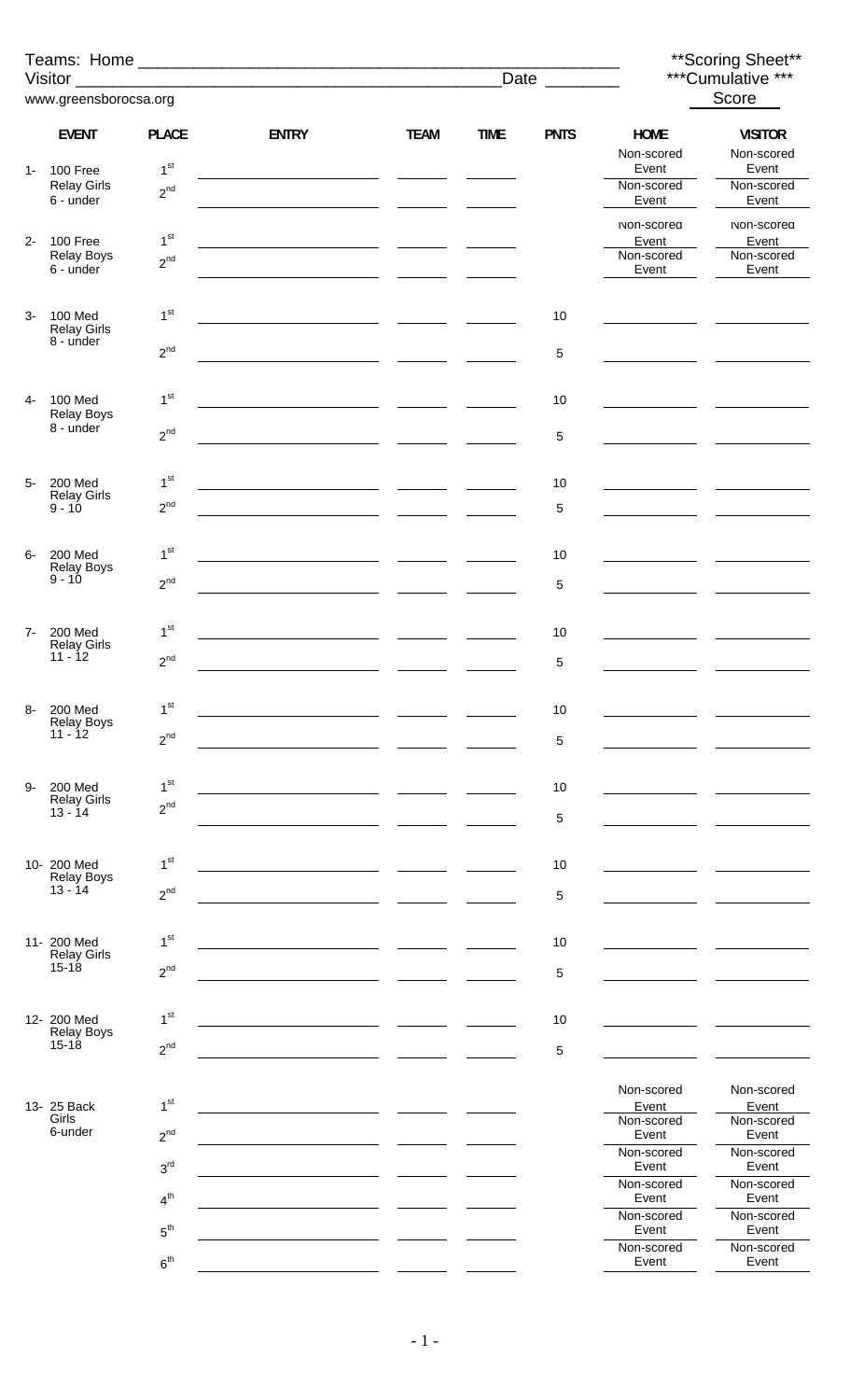Teams: Home ___________________________________________

Visitor ___________________________________________ Date ________

www.greensborocsa.org

**Scoring Sheet**

***Cumulative ***

Score

| EVENT | PLACE | ENTRY | TEAM | TIME | PNTS | HOME | VISITOR |
|---|---|---|---|---|---|---|---|
| 1- 100 Free Relay Girls 6 - under | 1st | | | | | Non-scored Event | Non-scored Event |
| | 2nd | | | | | Non-scored Event | Non-scored Event |
| 2- 100 Free Relay Boys 6 - under | 1st | | | | | Non-scored Event | Non-scored Event |
| | 2nd | | | | | Non-scored Event | Non-scored Event |
| 3- 100 Med Relay Girls 8 - under | 1st | | | | 10 | | |
| | 2nd | | | | 5 | | |
| 4- 100 Med Relay Boys 8 - under | 1st | | | | 10 | | |
| | 2nd | | | | 5 | | |
| 5- 200 Med Relay Girls 9 - 10 | 1st | | | | 10 | | |
| | 2nd | | | | 5 | | |
| 6- 200 Med Relay Boys 9 - 10 | 1st | | | | 10 | | |
| | 2nd | | | | 5 | | |
| 7- 200 Med Relay Girls 11 - 12 | 1st | | | | 10 | | |
| | 2nd | | | | 5 | | |
| 8- 200 Med Relay Boys 11 - 12 | 1st | | | | 10 | | |
| | 2nd | | | | 5 | | |
| 9- 200 Med Relay Girls 13 - 14 | 1st | | | | 10 | | |
| | 2nd | | | | 5 | | |
| 10- 200 Med Relay Boys 13 - 14 | 1st | | | | 10 | | |
| | 2nd | | | | 5 | | |
| 11- 200 Med Relay Girls 15-18 | 1st | | | | 10 | | |
| | 2nd | | | | 5 | | |
| 12- 200 Med Relay Boys 15-18 | 1st | | | | 10 | | |
| | 2nd | | | | 5 | | |
| 13- 25 Back Girls 6-under | 1st | | | | | Non-scored Event | Non-scored Event |
| | 2nd | | | | | Non-scored Event | Non-scored Event |
| | 3rd | | | | | Non-scored Event | Non-scored Event |
| | 4th | | | | | Non-scored Event | Non-scored Event |
| | 5th | | | | | Non-scored Event | Non-scored Event |
| | 6th | | | | | Non-scored Event | Non-scored Event |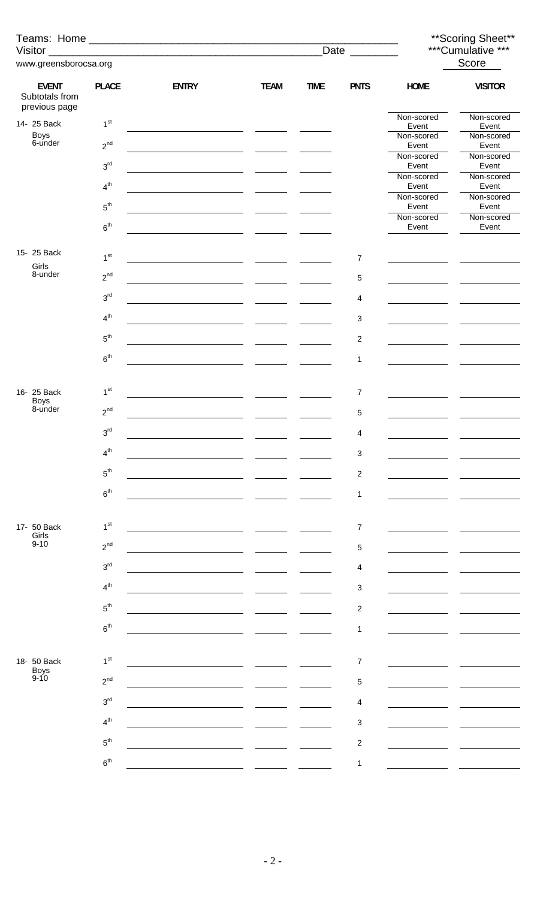Teams: Home \_\_\_\_\_\_\_\_\_\_\_\_\_\_\_\_\_\_\_\_\_\_\_\_\_\_\_\_\_\_\_\_\_\_\_\_\_\_\_\_\_\_\_\_\_\_\_\_\_\_\_\_

Visitor \_\_\_\_\_\_\_\_\_\_\_\_\_\_\_\_\_\_\_\_\_\_\_\_\_\_\_\_\_\_\_\_\_\_\_\_\_\_\_\_\_\_\_\_\_\_\_\_ Date \_\_\_\_\_\_\_\_

www.greensborocsa.org

**Scoring Sheet**
***Cumulative ***
Score

| EVENT | PLACE | ENTRY | TEAM | TIME | PNTS | HOME | VISITOR |
|---|---|---|---|---|---|---|---|
| Subtotals from previous page | | | | | | | |
| 14- 25 Back Boys 6-under | 1st | | | | | Non-scored Event | Non-scored Event |
| | 2nd | | | | | Non-scored Event | Non-scored Event |
| | 3rd | | | | | Non-scored Event | Non-scored Event |
| | 4th | | | | | Non-scored Event | Non-scored Event |
| | 5th | | | | | Non-scored Event | Non-scored Event |
| | 6th | | | | | Non-scored Event | Non-scored Event |
| 15- 25 Back Girls 8-under | 1st | | | | 7 | | |
| | 2nd | | | | 5 | | |
| | 3rd | | | | 4 | | |
| | 4th | | | | 3 | | |
| | 5th | | | | 2 | | |
| | 6th | | | | 1 | | |
| 16- 25 Back Boys 8-under | 1st | | | | 7 | | |
| | 2nd | | | | 5 | | |
| | 3rd | | | | 4 | | |
| | 4th | | | | 3 | | |
| | 5th | | | | 2 | | |
| | 6th | | | | 1 | | |
| 17- 50 Back Girls 9-10 | 1st | | | | 7 | | |
| | 2nd | | | | 5 | | |
| | 3rd | | | | 4 | | |
| | 4th | | | | 3 | | |
| | 5th | | | | 2 | | |
| | 6th | | | | 1 | | |
| 18- 50 Back Boys 9-10 | 1st | | | | 7 | | |
| | 2nd | | | | 5 | | |
| | 3rd | | | | 4 | | |
| | 4th | | | | 3 | | |
| | 5th | | | | 2 | | |
| | 6th | | | | 1 | | |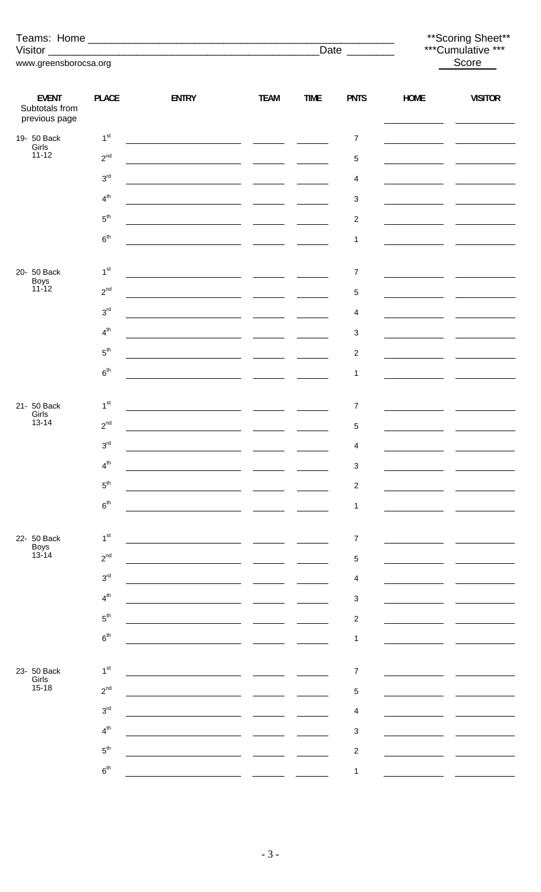Teams: Home \_\_\_\_\_\_\_\_\_\_\_\_\_\_\_\_\_\_\_\_\_\_\_\_\_\_\_\_\_\_\_\_\_\_\_\_\_\_\_\_\_\_\_\_\_\_\_\_\_\_
Visitor \_\_\_\_\_\_\_\_\_\_\_\_\_\_\_\_\_\_\_\_\_\_\_\_\_\_\_\_\_\_\_\_\_\_\_\_\_\_\_\_\_\_\_\_\_\_\_\_ Date \_\_\_\_\_\_\_\_
www.greensborocsa.org

**Scoring Sheet**
***Cumulative ***
Score

| EVENT | PLACE | ENTRY | TEAM | TIME | PNTS | HOME | VISITOR |
|---|---|---|---|---|---|---|---|
| Subtotals from previous page | | | | | | | |
| 19- 50 Back Girls 11-12 | 1st | | | | 7 | | |
| | 2nd | | | | 5 | | |
| | 3rd | | | | 4 | | |
| | 4th | | | | 3 | | |
| | 5th | | | | 2 | | |
| | 6th | | | | 1 | | |
| 20- 50 Back Boys 11-12 | 1st | | | | 7 | | |
| | 2nd | | | | 5 | | |
| | 3rd | | | | 4 | | |
| | 4th | | | | 3 | | |
| | 5th | | | | 2 | | |
| | 6th | | | | 1 | | |
| 21- 50 Back Girls 13-14 | 1st | | | | 7 | | |
| | 2nd | | | | 5 | | |
| | 3rd | | | | 4 | | |
| | 4th | | | | 3 | | |
| | 5th | | | | 2 | | |
| | 6th | | | | 1 | | |
| 22- 50 Back Boys 13-14 | 1st | | | | 7 | | |
| | 2nd | | | | 5 | | |
| | 3rd | | | | 4 | | |
| | 4th | | | | 3 | | |
| | 5th | | | | 2 | | |
| | 6th | | | | 1 | | |
| 23- 50 Back Girls 15-18 | 1st | | | | 7 | | |
| | 2nd | | | | 5 | | |
| | 3rd | | | | 4 | | |
| | 4th | | | | 3 | | |
| | 5th | | | | 2 | | |
| | 6th | | | | 1 | | |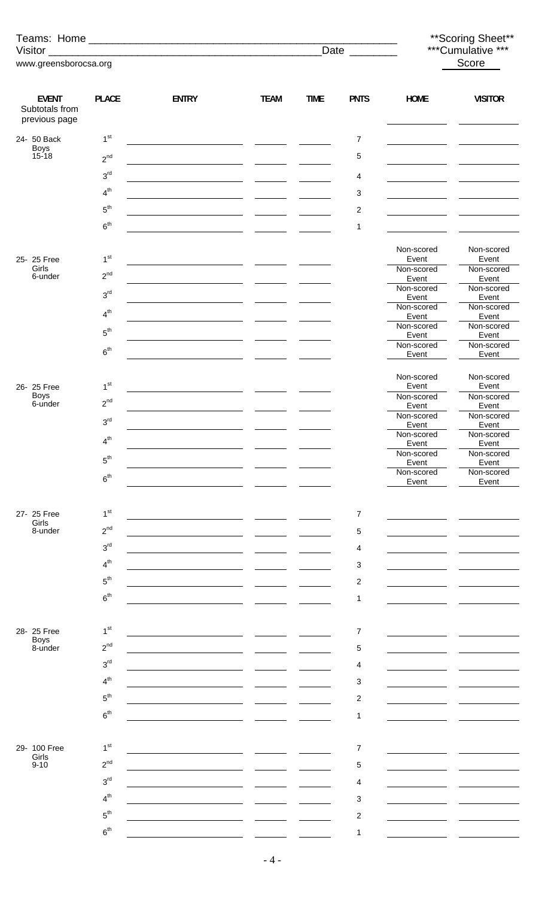Teams: Home ______________________________________________
Visitor ____________________________________________ Date ________
www.greensborocsa.org

**Scoring Sheet**
***Cumulative ***
Score

| EVENT | PLACE | ENTRY | TEAM | TIME | PNTS | HOME | VISITOR |
|---|---|---|---|---|---|---|---|
| Subtotals from previous page | | | | | | | |
| 24- 50 Back Boys 15-18 | 1st | | | | 7 | | |
| | 2nd | | | | 5 | | |
| | 3rd | | | | 4 | | |
| | 4th | | | | 3 | | |
| | 5th | | | | 2 | | |
| | 6th | | | | 1 | | |
| 25- 25 Free Girls 6-under | 1st | | | | | Non-scored Event | Non-scored Event |
| | 2nd | | | | | Non-scored Event | Non-scored Event |
| | 3rd | | | | | Non-scored Event | Non-scored Event |
| | 4th | | | | | Non-scored Event | Non-scored Event |
| | 5th | | | | | Non-scored Event | Non-scored Event |
| | 6th | | | | | Non-scored Event | Non-scored Event |
| 26- 25 Free Boys 6-under | 1st | | | | | Non-scored Event | Non-scored Event |
| | 2nd | | | | | Non-scored Event | Non-scored Event |
| | 3rd | | | | | Non-scored Event | Non-scored Event |
| | 4th | | | | | Non-scored Event | Non-scored Event |
| | 5th | | | | | Non-scored Event | Non-scored Event |
| | 6th | | | | | Non-scored Event | Non-scored Event |
| 27- 25 Free Girls 8-under | 1st | | | | 7 | | |
| | 2nd | | | | 5 | | |
| | 3rd | | | | 4 | | |
| | 4th | | | | 3 | | |
| | 5th | | | | 2 | | |
| | 6th | | | | 1 | | |
| 28- 25 Free Boys 8-under | 1st | | | | 7 | | |
| | 2nd | | | | 5 | | |
| | 3rd | | | | 4 | | |
| | 4th | | | | 3 | | |
| | 5th | | | | 2 | | |
| | 6th | | | | 1 | | |
| 29- 100 Free Girls 9-10 | 1st | | | | 7 | | |
| | 2nd | | | | 5 | | |
| | 3rd | | | | 4 | | |
| | 4th | | | | 3 | | |
| | 5th | | | | 2 | | |
| | 6th | | | | 1 | | |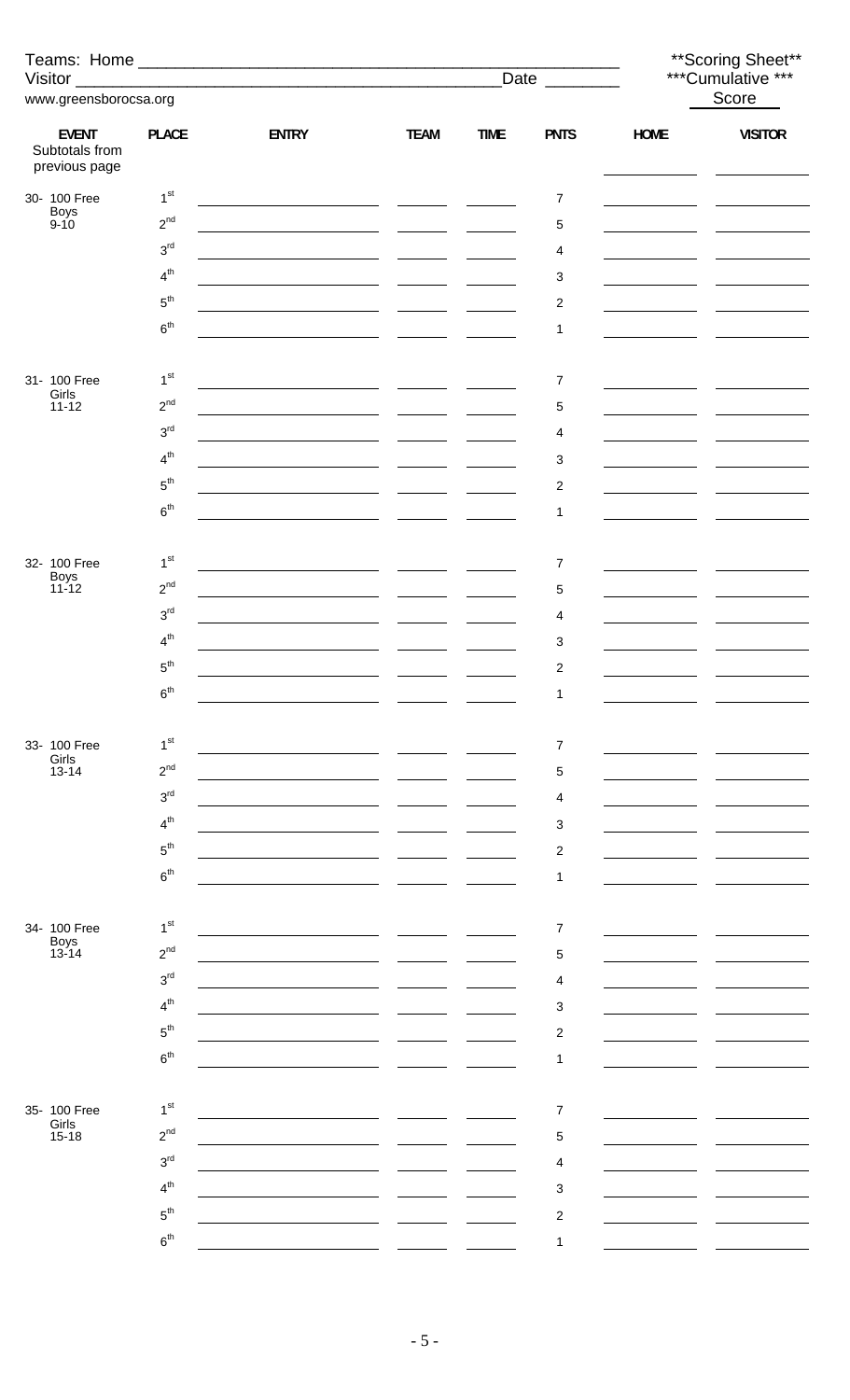Teams: Home ____________________________________________ **Scoring Sheet**

Visitor ____________________________________________ Date ________ ***Cumulative ***

www.greensborocsa.org Score

| EVENT | PLACE | ENTRY | TEAM | TIME | PNTS | HOME | VISITOR |
|---|---|---|---|---|---|---|---|
| Subtotals from previous page | | | | | | | |
| 30- 100 Free Boys 9-10 | 1st | | | | 7 | | |
| | 2nd | | | | 5 | | |
| | 3rd | | | | 4 | | |
| | 4th | | | | 3 | | |
| | 5th | | | | 2 | | |
| | 6th | | | | 1 | | |
| 31- 100 Free Girls 11-12 | 1st | | | | 7 | | |
| | 2nd | | | | 5 | | |
| | 3rd | | | | 4 | | |
| | 4th | | | | 3 | | |
| | 5th | | | | 2 | | |
| | 6th | | | | 1 | | |
| 32- 100 Free Boys 11-12 | 1st | | | | 7 | | |
| | 2nd | | | | 5 | | |
| | 3rd | | | | 4 | | |
| | 4th | | | | 3 | | |
| | 5th | | | | 2 | | |
| | 6th | | | | 1 | | |
| 33- 100 Free Girls 13-14 | 1st | | | | 7 | | |
| | 2nd | | | | 5 | | |
| | 3rd | | | | 4 | | |
| | 4th | | | | 3 | | |
| | 5th | | | | 2 | | |
| | 6th | | | | 1 | | |
| 34- 100 Free Boys 13-14 | 1st | | | | 7 | | |
| | 2nd | | | | 5 | | |
| | 3rd | | | | 4 | | |
| | 4th | | | | 3 | | |
| | 5th | | | | 2 | | |
| | 6th | | | | 1 | | |
| 35- 100 Free Girls 15-18 | 1st | | | | 7 | | |
| | 2nd | | | | 5 | | |
| | 3rd | | | | 4 | | |
| | 4th | | | | 3 | | |
| | 5th | | | | 2 | | |
| | 6th | | | | 1 | | |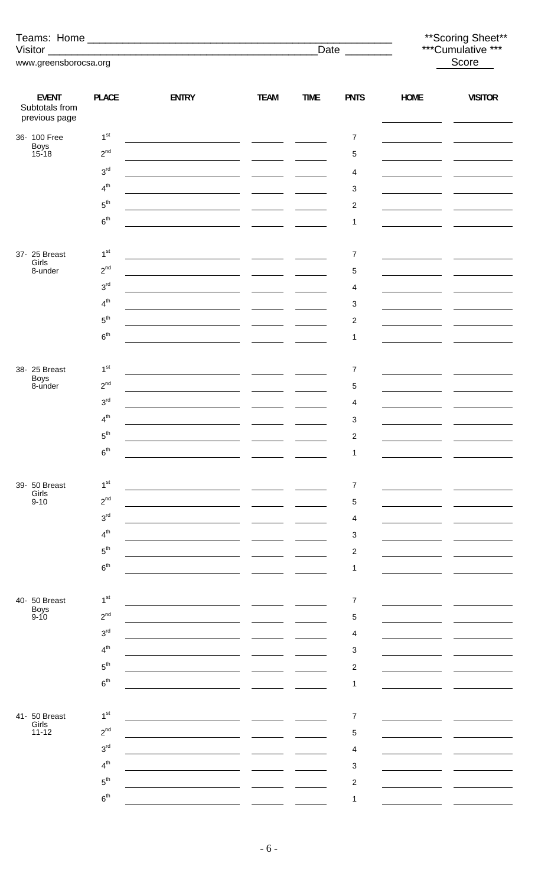Teams: Home ___________________________________________

Visitor ___________________________________________ Date ________

www.greensborocsa.org

**Scoring Sheet**
***Cumulative ***
Score

| EVENT | PLACE | ENTRY | TEAM | TIME | PNTS | HOME | VISITOR |
|---|---|---|---|---|---|---|---|
| Subtotals from previous page | | | | | | | |
| 36- 100 Free Boys 15-18 | 1st | | | | 7 | | |
| | 2nd | | | | 5 | | |
| | 3rd | | | | 4 | | |
| | 4th | | | | 3 | | |
| | 5th | | | | 2 | | |
| | 6th | | | | 1 | | |
| 37- 25 Breast Girls 8-under | 1st | | | | 7 | | |
| | 2nd | | | | 5 | | |
| | 3rd | | | | 4 | | |
| | 4th | | | | 3 | | |
| | 5th | | | | 2 | | |
| | 6th | | | | 1 | | |
| 38- 25 Breast Boys 8-under | 1st | | | | 7 | | |
| | 2nd | | | | 5 | | |
| | 3rd | | | | 4 | | |
| | 4th | | | | 3 | | |
| | 5th | | | | 2 | | |
| | 6th | | | | 1 | | |
| 39- 50 Breast Girls 9-10 | 1st | | | | 7 | | |
| | 2nd | | | | 5 | | |
| | 3rd | | | | 4 | | |
| | 4th | | | | 3 | | |
| | 5th | | | | 2 | | |
| | 6th | | | | 1 | | |
| 40- 50 Breast Boys 9-10 | 1st | | | | 7 | | |
| | 2nd | | | | 5 | | |
| | 3rd | | | | 4 | | |
| | 4th | | | | 3 | | |
| | 5th | | | | 2 | | |
| | 6th | | | | 1 | | |
| 41- 50 Breast Girls 11-12 | 1st | | | | 7 | | |
| | 2nd | | | | 5 | | |
| | 3rd | | | | 4 | | |
| | 4th | | | | 3 | | |
| | 5th | | | | 2 | | |
| | 6th | | | | 1 | | |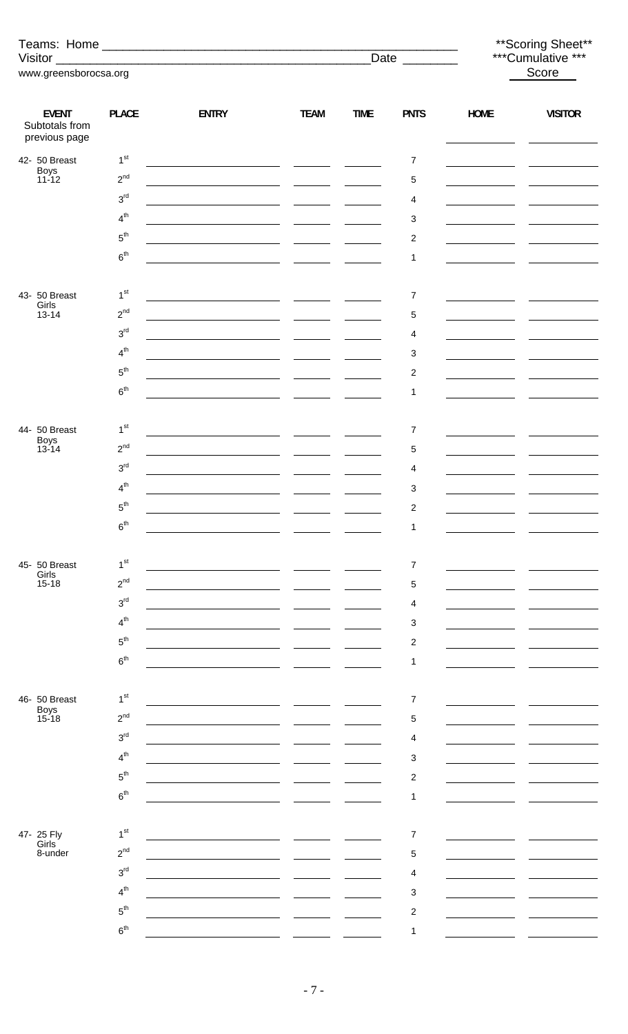Teams: Home ____________________________________________

Visitor ________________________________________ Date ________

www.greensborocsa.org

**Scoring Sheet**
***Cumulative ***
Score

| EVENT | PLACE | ENTRY | TEAM | TIME | PNTS | HOME | VISITOR |
|---|---|---|---|---|---|---|---|
| Subtotals from previous page | | | | | | | |
| 42- 50 Breast Boys 11-12 | 1st | | | | 7 | | |
| | 2nd | | | | 5 | | |
| | 3rd | | | | 4 | | |
| | 4th | | | | 3 | | |
| | 5th | | | | 2 | | |
| | 6th | | | | 1 | | |
| 43- 50 Breast Girls 13-14 | 1st | | | | 7 | | |
| | 2nd | | | | 5 | | |
| | 3rd | | | | 4 | | |
| | 4th | | | | 3 | | |
| | 5th | | | | 2 | | |
| | 6th | | | | 1 | | |
| 44- 50 Breast Boys 13-14 | 1st | | | | 7 | | |
| | 2nd | | | | 5 | | |
| | 3rd | | | | 4 | | |
| | 4th | | | | 3 | | |
| | 5th | | | | 2 | | |
| | 6th | | | | 1 | | |
| 45- 50 Breast Girls 15-18 | 1st | | | | 7 | | |
| | 2nd | | | | 5 | | |
| | 3rd | | | | 4 | | |
| | 4th | | | | 3 | | |
| | 5th | | | | 2 | | |
| | 6th | | | | 1 | | |
| 46- 50 Breast Boys 15-18 | 1st | | | | 7 | | |
| | 2nd | | | | 5 | | |
| | 3rd | | | | 4 | | |
| | 4th | | | | 3 | | |
| | 5th | | | | 2 | | |
| | 6th | | | | 1 | | |
| 47- 25 Fly Girls 8-under | 1st | | | | 7 | | |
| | 2nd | | | | 5 | | |
| | 3rd | | | | 4 | | |
| | 4th | | | | 3 | | |
| | 5th | | | | 2 | | |
| | 6th | | | | 1 | | |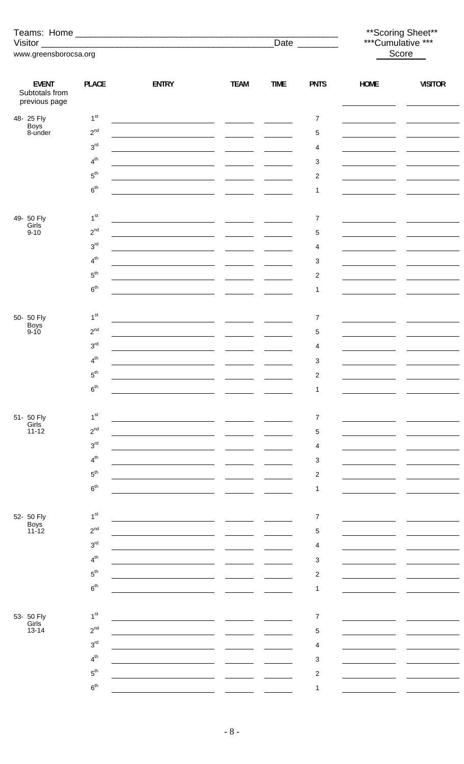Teams: Home ____________________________________________________
Visitor ______________________________________________ Date ________
www.greensborocsa.org

**Scoring Sheet**
***Cumulative ***
Score

| EVENT | PLACE | ENTRY | TEAM | TIME | PNTS | HOME | VISITOR |
|---|---|---|---|---|---|---|---|
| Subtotals from previous page | | | | | | | |
| 48- 25 Fly Boys 8-under | 1st | | | | 7 | | |
| | 2nd | | | | 5 | | |
| | 3rd | | | | 4 | | |
| | 4th | | | | 3 | | |
| | 5th | | | | 2 | | |
| | 6th | | | | 1 | | |
| 49- 50 Fly Girls 9-10 | 1st | | | | 7 | | |
| | 2nd | | | | 5 | | |
| | 3rd | | | | 4 | | |
| | 4th | | | | 3 | | |
| | 5th | | | | 2 | | |
| | 6th | | | | 1 | | |
| 50- 50 Fly Boys 9-10 | 1st | | | | 7 | | |
| | 2nd | | | | 5 | | |
| | 3rd | | | | 4 | | |
| | 4th | | | | 3 | | |
| | 5th | | | | 2 | | |
| | 6th | | | | 1 | | |
| 51- 50 Fly Girls 11-12 | 1st | | | | 7 | | |
| | 2nd | | | | 5 | | |
| | 3rd | | | | 4 | | |
| | 4th | | | | 3 | | |
| | 5th | | | | 2 | | |
| | 6th | | | | 1 | | |
| 52- 50 Fly Boys 11-12 | 1st | | | | 7 | | |
| | 2nd | | | | 5 | | |
| | 3rd | | | | 4 | | |
| | 4th | | | | 3 | | |
| | 5th | | | | 2 | | |
| | 6th | | | | 1 | | |
| 53- 50 Fly Girls 13-14 | 1st | | | | 7 | | |
| | 2nd | | | | 5 | | |
| | 3rd | | | | 4 | | |
| | 4th | | | | 3 | | |
| | 5th | | | | 2 | | |
| | 6th | | | | 1 | | |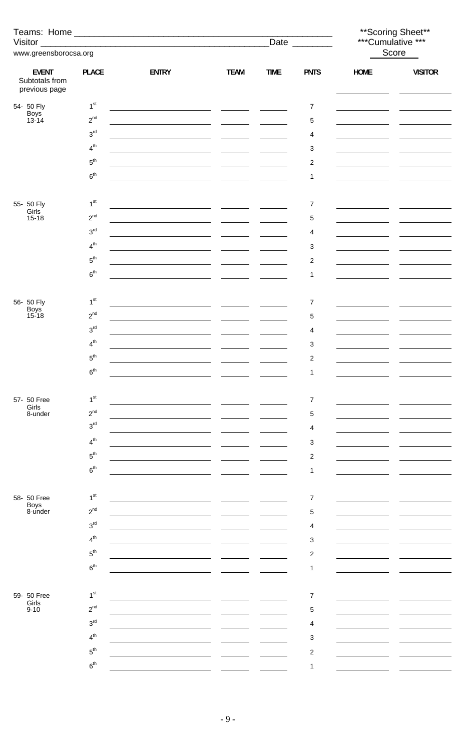Teams: Home ______________________________________________

Visitor ___________________________________________ Date ________

www.greensborocsa.org

**Scoring Sheet**

***Cumulative ***

Score

| EVENT | PLACE | ENTRY | TEAM | TIME | PNTS | HOME | VISITOR |
|---|---|---|---|---|---|---|---|
| Subtotals from previous page | | | | | | | |
| 54- 50 Fly Boys 13-14 | 1st | | | | 7 | | |
| | 2nd | | | | 5 | | |
| | 3rd | | | | 4 | | |
| | 4th | | | | 3 | | |
| | 5th | | | | 2 | | |
| | 6th | | | | 1 | | |
| 55- 50 Fly Girls 15-18 | 1st | | | | 7 | | |
| | 2nd | | | | 5 | | |
| | 3rd | | | | 4 | | |
| | 4th | | | | 3 | | |
| | 5th | | | | 2 | | |
| | 6th | | | | 1 | | |
| 56- 50 Fly Boys 15-18 | 1st | | | | 7 | | |
| | 2nd | | | | 5 | | |
| | 3rd | | | | 4 | | |
| | 4th | | | | 3 | | |
| | 5th | | | | 2 | | |
| | 6th | | | | 1 | | |
| 57- 50 Free Girls 8-under | 1st | | | | 7 | | |
| | 2nd | | | | 5 | | |
| | 3rd | | | | 4 | | |
| | 4th | | | | 3 | | |
| | 5th | | | | 2 | | |
| | 6th | | | | 1 | | |
| 58- 50 Free Boys 8-under | 1st | | | | 7 | | |
| | 2nd | | | | 5 | | |
| | 3rd | | | | 4 | | |
| | 4th | | | | 3 | | |
| | 5th | | | | 2 | | |
| | 6th | | | | 1 | | |
| 59- 50 Free Girls 9-10 | 1st | | | | 7 | | |
| | 2nd | | | | 5 | | |
| | 3rd | | | | 4 | | |
| | 4th | | | | 3 | | |
| | 5th | | | | 2 | | |
| | 6th | | | | 1 | | |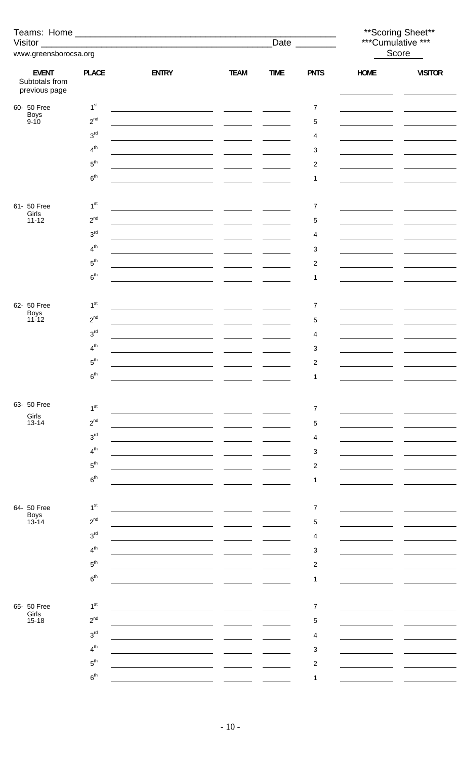Teams: Home ________________________________________________
Visitor ____________________________________________ Date ________

www.greensborocsa.org

**Scoring Sheet**
***Cumulative ***
Score

| EVENT | PLACE | ENTRY | TEAM | TIME | PNTS | HOME | VISITOR |
|---|---|---|---|---|---|---|---|
| Subtotals from previous page | | | | | | | |
| 60- 50 Free Boys 9-10 | 1st | | | | 7 | | |
| | 2nd | | | | 5 | | |
| | 3rd | | | | 4 | | |
| | 4th | | | | 3 | | |
| | 5th | | | | 2 | | |
| | 6th | | | | 1 | | |
| 61- 50 Free Girls 11-12 | 1st | | | | 7 | | |
| | 2nd | | | | 5 | | |
| | 3rd | | | | 4 | | |
| | 4th | | | | 3 | | |
| | 5th | | | | 2 | | |
| | 6th | | | | 1 | | |
| 62- 50 Free Boys 11-12 | 1st | | | | 7 | | |
| | 2nd | | | | 5 | | |
| | 3rd | | | | 4 | | |
| | 4th | | | | 3 | | |
| | 5th | | | | 2 | | |
| | 6th | | | | 1 | | |
| 63- 50 Free Girls 13-14 | 1st | | | | 7 | | |
| | 2nd | | | | 5 | | |
| | 3rd | | | | 4 | | |
| | 4th | | | | 3 | | |
| | 5th | | | | 2 | | |
| | 6th | | | | 1 | | |
| 64- 50 Free Boys 13-14 | 1st | | | | 7 | | |
| | 2nd | | | | 5 | | |
| | 3rd | | | | 4 | | |
| | 4th | | | | 3 | | |
| | 5th | | | | 2 | | |
| | 6th | | | | 1 | | |
| 65- 50 Free Girls 15-18 | 1st | | | | 7 | | |
| | 2nd | | | | 5 | | |
| | 3rd | | | | 4 | | |
| | 4th | | | | 3 | | |
| | 5th | | | | 2 | | |
| | 6th | | | | 1 | | |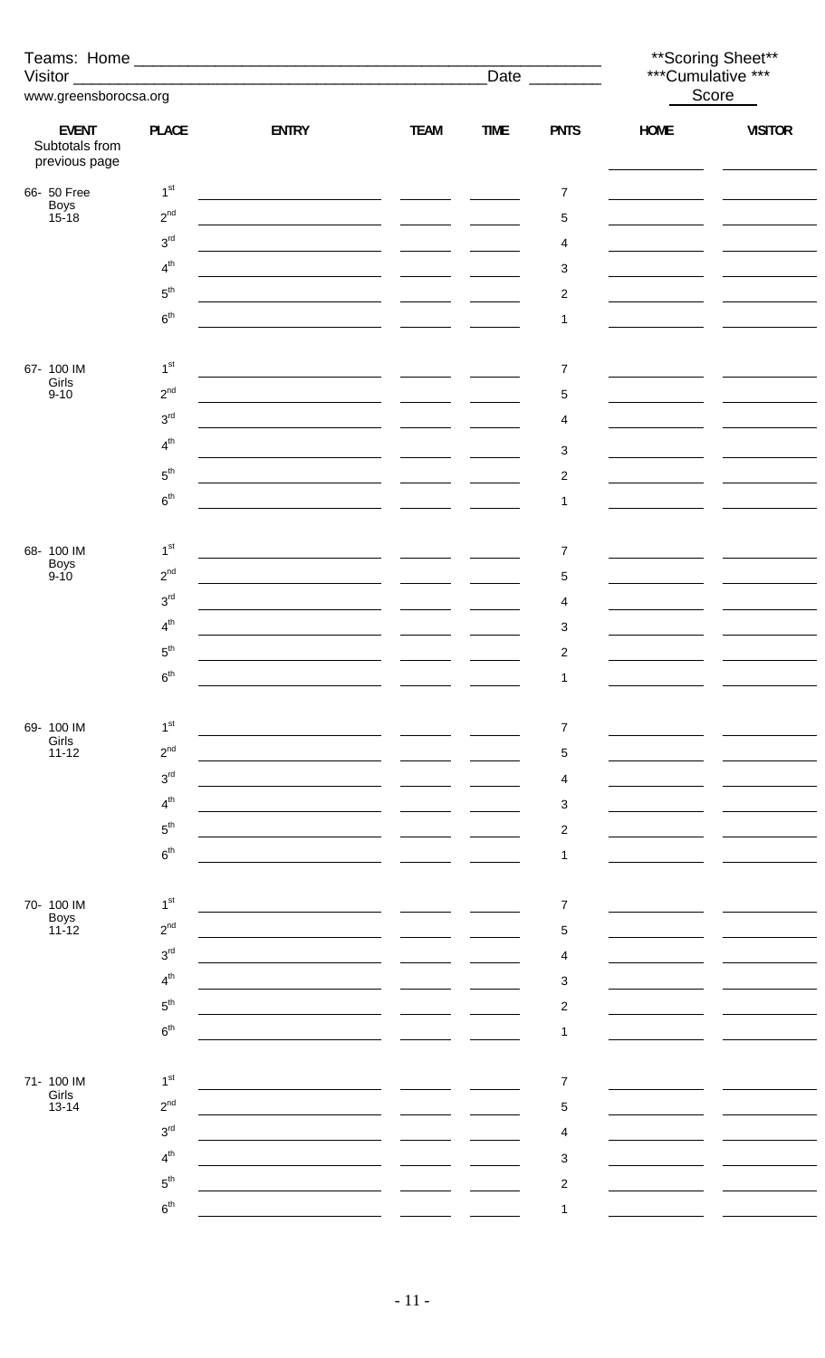Teams: Home ___________________________________________________

Visitor _______________________________________________ Date ________

www.greensborocsa.org

**Scoring Sheet**

***Cumulative ***

Score

| EVENT | PLACE | ENTRY | TEAM | TIME | PNTS | HOME | VISITOR |
|---|---|---|---|---|---|---|---|
| Subtotals from previous page | | | | | | | |
| 66- 50 Free Boys 15-18 | 1st | | | | 7 | | |
| | 2nd | | | | 5 | | |
| | 3rd | | | | 4 | | |
| | 4th | | | | 3 | | |
| | 5th | | | | 2 | | |
| | 6th | | | | 1 | | |
| 67- 100 IM Girls 9-10 | 1st | | | | 7 | | |
| | 2nd | | | | 5 | | |
| | 3rd | | | | 4 | | |
| | 4th | | | | 3 | | |
| | 5th | | | | 2 | | |
| | 6th | | | | 1 | | |
| 68- 100 IM Boys 9-10 | 1st | | | | 7 | | |
| | 2nd | | | | 5 | | |
| | 3rd | | | | 4 | | |
| | 4th | | | | 3 | | |
| | 5th | | | | 2 | | |
| | 6th | | | | 1 | | |
| 69- 100 IM Girls 11-12 | 1st | | | | 7 | | |
| | 2nd | | | | 5 | | |
| | 3rd | | | | 4 | | |
| | 4th | | | | 3 | | |
| | 5th | | | | 2 | | |
| | 6th | | | | 1 | | |
| 70- 100 IM Boys 11-12 | 1st | | | | 7 | | |
| | 2nd | | | | 5 | | |
| | 3rd | | | | 4 | | |
| | 4th | | | | 3 | | |
| | 5th | | | | 2 | | |
| | 6th | | | | 1 | | |
| 71- 100 IM Girls 13-14 | 1st | | | | 7 | | |
| | 2nd | | | | 5 | | |
| | 3rd | | | | 4 | | |
| | 4th | | | | 3 | | |
| | 5th | | | | 2 | | |
| | 6th | | | | 1 | | |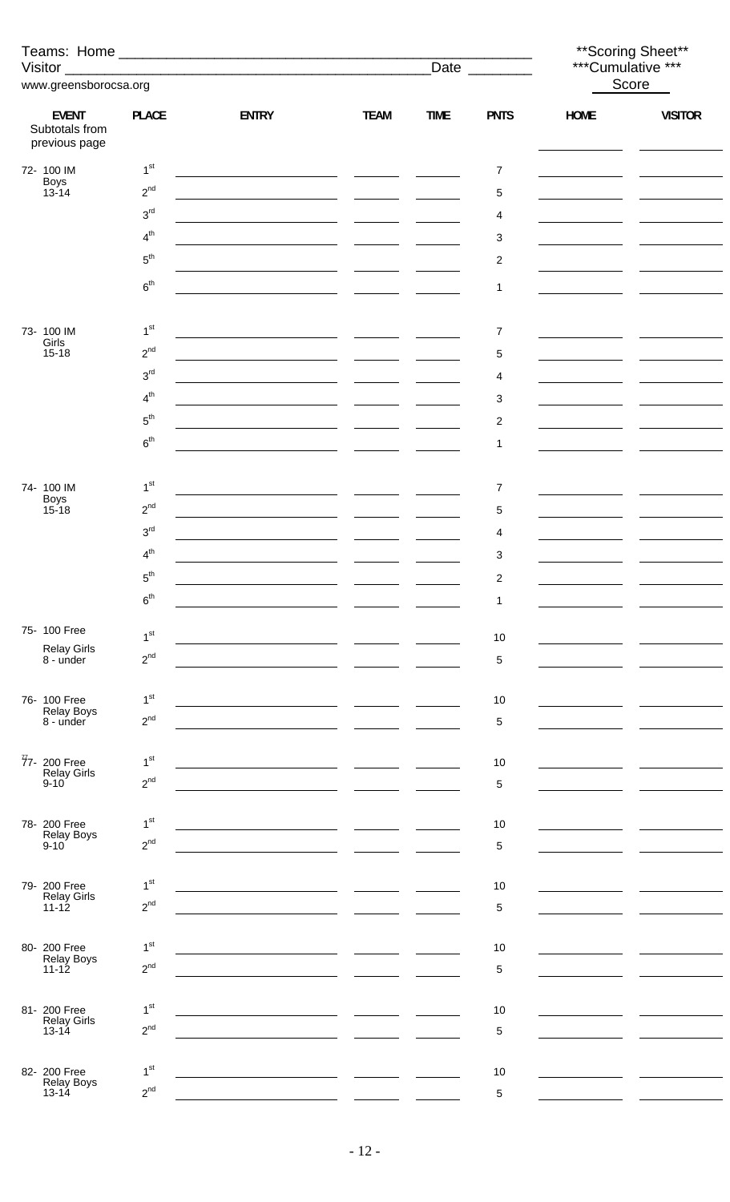Teams: Home ______________________________________________

Visitor ________________________________________ Date ________

www.greensborocsa.org

**Scoring Sheet**
***Cumulative ***
Score

| EVENT | PLACE | ENTRY | TEAM | TIME | PNTS | HOME | VISITOR |
|---|---|---|---|---|---|---|---|
| Subtotals from previous page | | | | | | | |
| 72- 100 IM Boys 13-14 | 1st | | | | 7 | | |
| | 2nd | | | | 5 | | |
| | 3rd | | | | 4 | | |
| | 4th | | | | 3 | | |
| | 5th | | | | 2 | | |
| | 6th | | | | 1 | | |
| 73- 100 IM Girls 15-18 | 1st | | | | 7 | | |
| | 2nd | | | | 5 | | |
| | 3rd | | | | 4 | | |
| | 4th | | | | 3 | | |
| | 5th | | | | 2 | | |
| | 6th | | | | 1 | | |
| 74- 100 IM Boys 15-18 | 1st | | | | 7 | | |
| | 2nd | | | | 5 | | |
| | 3rd | | | | 4 | | |
| | 4th | | | | 3 | | |
| | 5th | | | | 2 | | |
| | 6th | | | | 1 | | |
| 75- 100 Free Relay Girls 8 - under | 1st | | | | 10 | | |
| | 2nd | | | | 5 | | |
| 76- 100 Free Relay Boys 8 - under | 1st | | | | 10 | | |
| | 2nd | | | | 5 | | |
| 77- 200 Free Relay Girls 9-10 | 1st | | | | 10 | | |
| | 2nd | | | | 5 | | |
| 78- 200 Free Relay Boys 9-10 | 1st | | | | 10 | | |
| | 2nd | | | | 5 | | |
| 79- 200 Free Relay Girls 11-12 | 1st | | | | 10 | | |
| | 2nd | | | | 5 | | |
| 80- 200 Free Relay Boys 11-12 | 1st | | | | 10 | | |
| | 2nd | | | | 5 | | |
| 81- 200 Free Relay Girls 13-14 | 1st | | | | 10 | | |
| | 2nd | | | | 5 | | |
| 82- 200 Free Relay Boys 13-14 | 1st | | | | 10 | | |
| | 2nd | | | | 5 | | |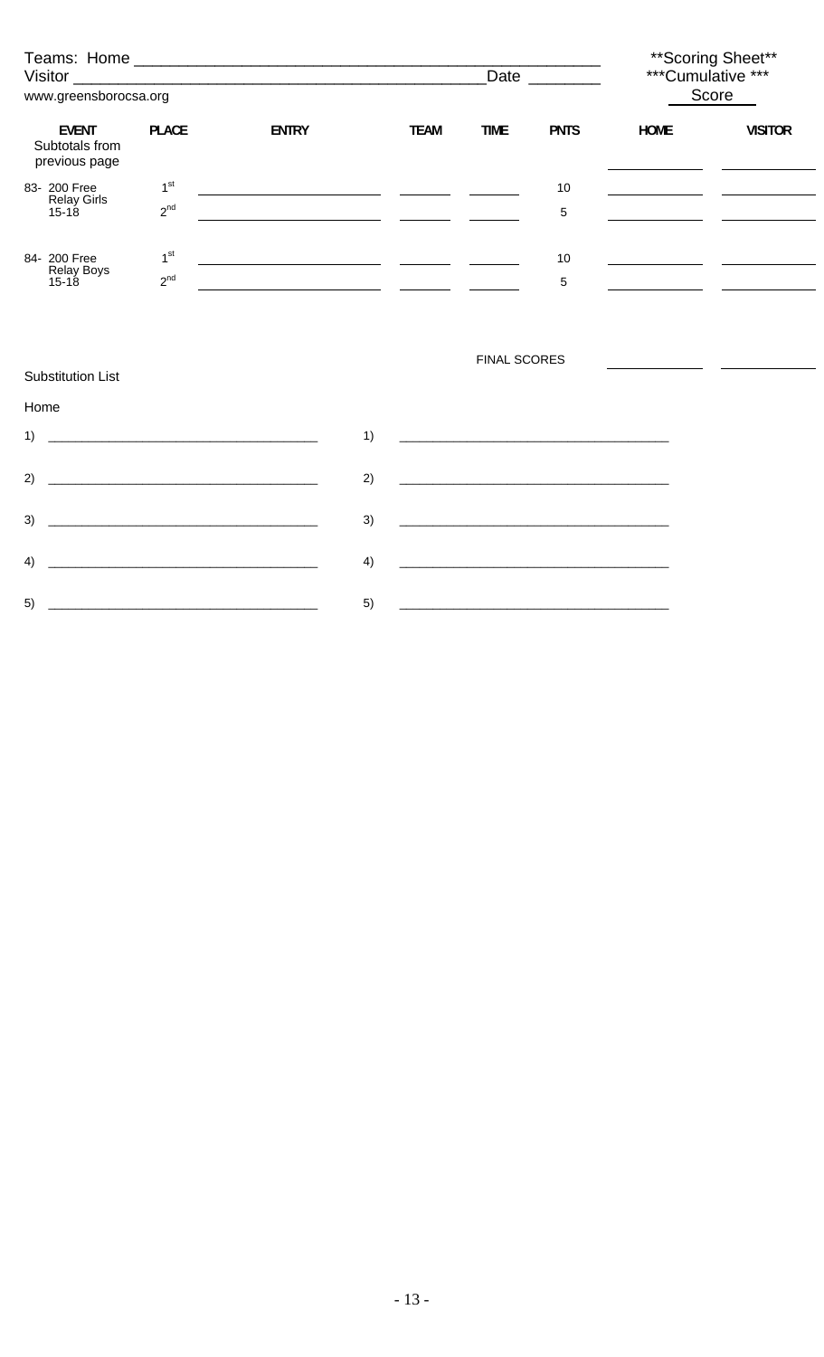Teams: Home ____________________________________________

Visitor ____________________________________________ Date ________

www.greensborocsa.org

**Scoring Sheet**
***Cumulative ***
Score

| EVENT | PLACE | ENTRY | TEAM | TIME | PNTS | HOME | VISITOR |
|---|---|---|---|---|---|---|---|
| Subtotals from previous page | | | | | | | |
| 83- 200 Free Relay Girls 15-18 | 1st | | | | 10 | | |
| | 2nd | | | | 5 | | |
| 84- 200 Free Relay Boys 15-18 | 1st | | | | 10 | | |
| | 2nd | | | | 5 | | |
| | | | | FINAL SCORES | | | |

Substitution List

Home

| | |
|---|---|
| 1) ______________________________ | 1) ______________________________ |
| 2) ______________________________ | 2) ______________________________ |
| 3) ______________________________ | 3) ______________________________ |
| 4) ______________________________ | 4) ______________________________ |
| 5) ______________________________ | 5) ______________________________ |